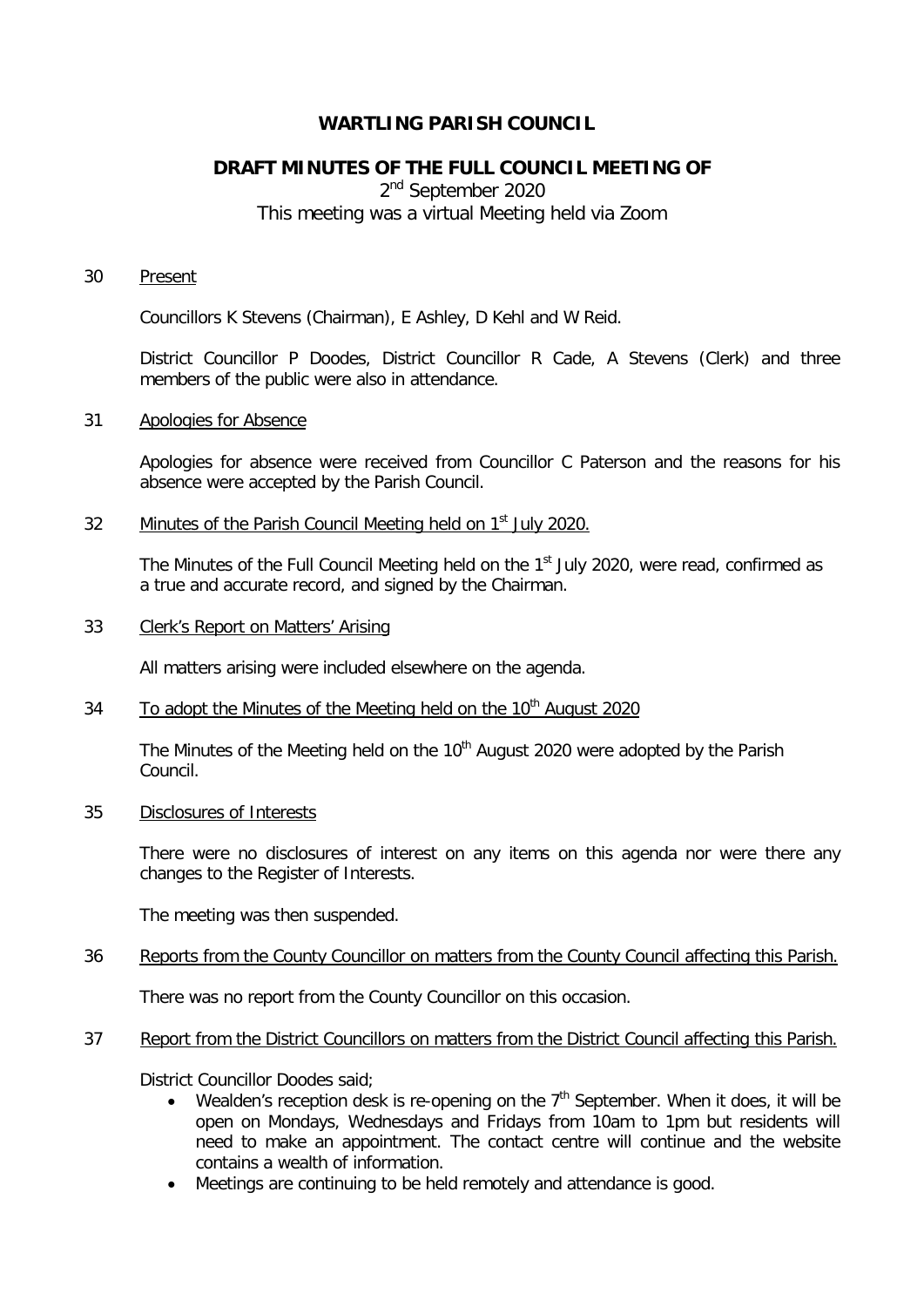# WARTLING PARISH COUNCIL

## DRAFT MINUTES OF THE FULL COUNCIL MEETING OF

2nd September 2020

This meeting was a virtual Meeting held via Zoom

30 Present

Councillors K Stevens (Chairman), E Ashley, D Kehl and W Reid.

District Councillor P Doodes, District Councillor R Cade, A Stevens (Clerk) and three members of the public were also in attendance.

31 Apologies for Absence

Apologies for absence were received from Councillor C Paterson and the reasons for his absence were accepted by the Parish Council.

32 Minutes of the Parish Council Meeting held on 1st July 2020.

The Minutes of the Full Council Meeting held on the 1st July 2020, were read, confirmed as a true and accurate record, and signed by the Chairman.

33 Clerk's Report on Matters' Arising

All matters arising were included elsewhere on the agenda.

34 To adopt the Minutes of the Meeting held on the 10th August 2020

The Minutes of the Meeting held on the 10th August 2020 were adopted by the Parish Council.

35 Disclosures of Interests

There were no disclosures of interest on any items on this agenda nor were there any changes to the Register of Interests.

The meeting was then suspended.

36 Reports from the County Councillor on matters from the County Council affecting this Parish.

There was no report from the County Councillor on this occasion.

37 Report from the District Councillors on matters from the District Council affecting this Parish.

District Councillor Doodes said;

- Wealden's reception desk is re-opening on the 7th September. When it does, it will be open on Mondays, Wednesdays and Fridays from 10am to 1pm but residents will need to make an appointment. The contact centre will continue and the website contains a wealth of information.
- Meetings are continuing to be held remotely and attendance is good.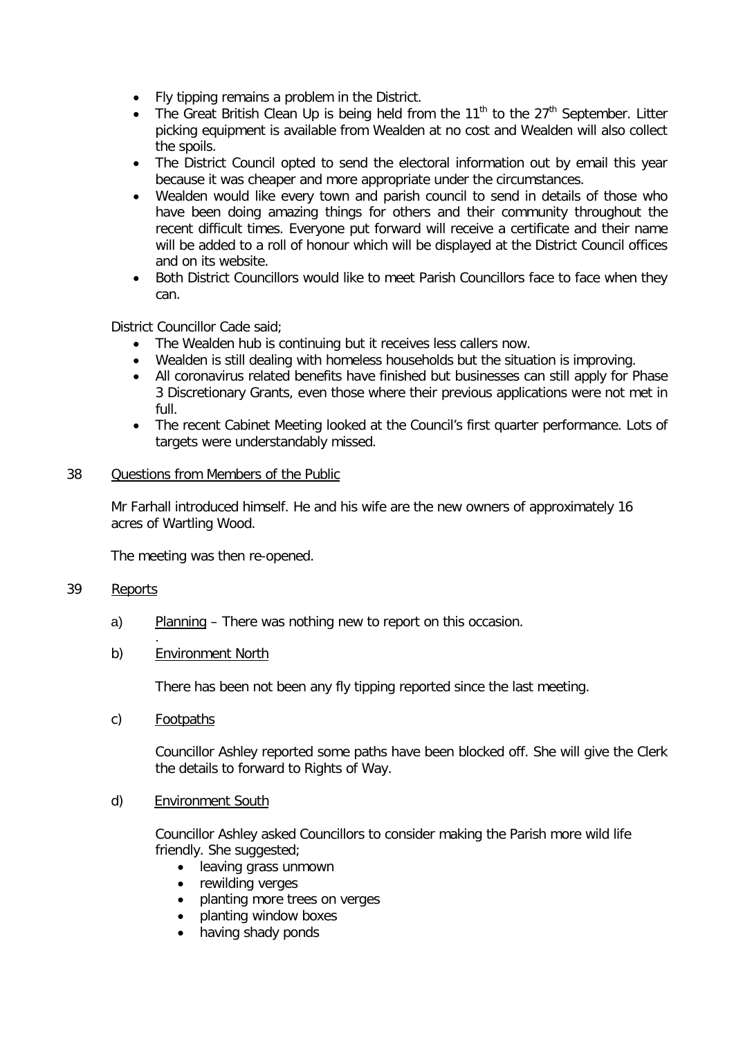- Fly tipping remains a problem in the District.
- The Great British Clean Up is being held from the 11$^{th}$ to the 27$^{th}$ September. Litter picking equipment is available from Wealden at no cost and Wealden will also collect the spoils.
- The District Council opted to send the electoral information out by email this year because it was cheaper and more appropriate under the circumstances.
- Wealden would like every town and parish council to send in details of those who have been doing amazing things for others and their community throughout the recent difficult times. Everyone put forward will receive a certificate and their name will be added to a roll of honour which will be displayed at the District Council offices and on its website.
- Both District Councillors would like to meet Parish Councillors face to face when they can.

District Councillor Cade said;

- The Wealden hub is continuing but it receives less callers now.
- Wealden is still dealing with homeless households but the situation is improving.
- All coronavirus related benefits have finished but businesses can still apply for Phase 3 Discretionary Grants, even those where their previous applications were not met in full.
- The recent Cabinet Meeting looked at the Council's first quarter performance. Lots of targets were understandably missed.

38 Questions from Members of the Public

Mr Farhall introduced himself. He and his wife are the new owners of approximately 16 acres of Wartling Wood.

The meeting was then re-opened.

39 Reports

a) Planning – There was nothing new to report on this occasion.
.

b) Environment North

There has been not been any fly tipping reported since the last meeting.

c) Footpaths

Councillor Ashley reported some paths have been blocked off. She will give the Clerk the details to forward to Rights of Way.

d) Environment South

Councillor Ashley asked Councillors to consider making the Parish more wild life friendly. She suggested;

- leaving grass unmown
- rewilding verges
- planting more trees on verges
- planting window boxes
- having shady ponds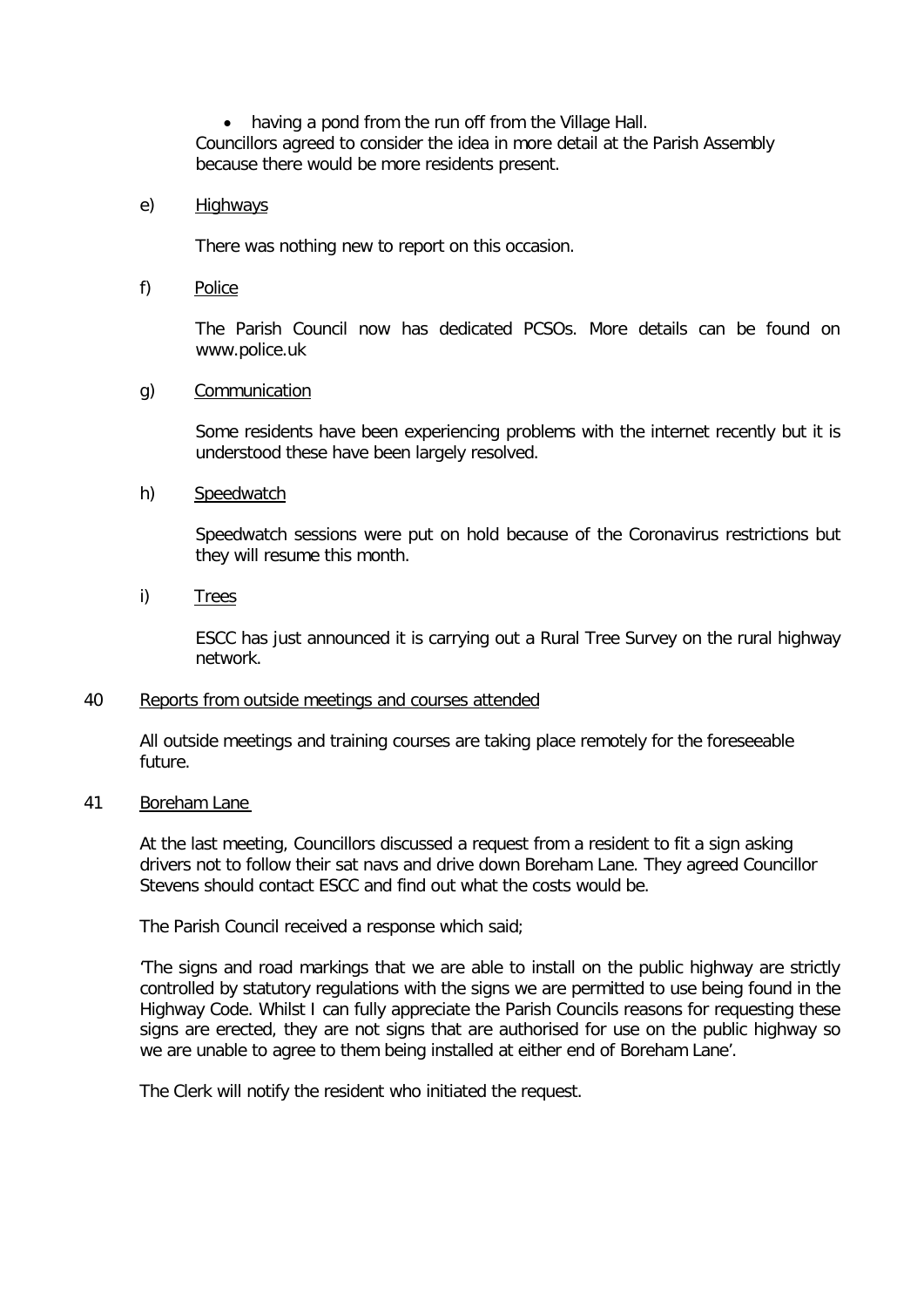- having a pond from the run off from the Village Hall.

Councillors agreed to consider the idea in more detail at the Parish Assembly because there would be more residents present.

e) Highways

There was nothing new to report on this occasion.

f) Police

The Parish Council now has dedicated PCSOs. More details can be found on www.police.uk

g) Communication

Some residents have been experiencing problems with the internet recently but it is understood these have been largely resolved.

h) Speedwatch

Speedwatch sessions were put on hold because of the Coronavirus restrictions but they will resume this month.

i) Trees

ESCC has just announced it is carrying out a Rural Tree Survey on the rural highway network.

40 Reports from outside meetings and courses attended

All outside meetings and training courses are taking place remotely for the foreseeable future.

41 Boreham Lane

At the last meeting, Councillors discussed a request from a resident to fit a sign asking drivers not to follow their sat navs and drive down Boreham Lane. They agreed Councillor Stevens should contact ESCC and find out what the costs would be.

The Parish Council received a response which said;

'The signs and road markings that we are able to install on the public highway are strictly controlled by statutory regulations with the signs we are permitted to use being found in the Highway Code. Whilst I can fully appreciate the Parish Councils reasons for requesting these signs are erected, they are not signs that are authorised for use on the public highway so we are unable to agree to them being installed at either end of Boreham Lane'.

The Clerk will notify the resident who initiated the request.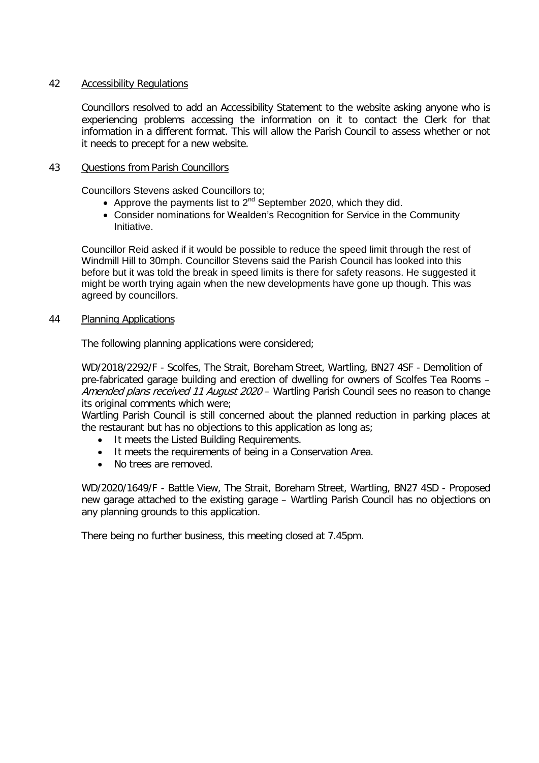42 Accessibility Regulations

Councillors resolved to add an Accessibility Statement to the website asking anyone who is experiencing problems accessing the information on it to contact the Clerk for that information in a different format. This will allow the Parish Council to assess whether or not it needs to precept for a new website.

43 Questions from Parish Councillors

Councillors Stevens asked Councillors to;

- Approve the payments list to 2nd September 2020, which they did.
- Consider nominations for Wealden's Recognition for Service in the Community Initiative.

Councillor Reid asked if it would be possible to reduce the speed limit through the rest of Windmill Hill to 30mph. Councillor Stevens said the Parish Council has looked into this before but it was told the break in speed limits is there for safety reasons. He suggested it might be worth trying again when the new developments have gone up though. This was agreed by councillors.

44 Planning Applications

The following planning applications were considered;

WD/2018/2292/F - Scolfes, The Strait, Boreham Street, Wartling, BN27 4SF - Demolition of pre-fabricated garage building and erection of dwelling for owners of Scolfes Tea Rooms – *Amended plans received 11 August 2020* – Wartling Parish Council sees no reason to change its original comments which were;

Wartling Parish Council is still concerned about the planned reduction in parking places at the restaurant but has no objections to this application as long as;

- It meets the Listed Building Requirements.
- It meets the requirements of being in a Conservation Area.
- No trees are removed.

WD/2020/1649/F - Battle View, The Strait, Boreham Street, Wartling, BN27 4SD - Proposed new garage attached to the existing garage – Wartling Parish Council has no objections on any planning grounds to this application.

There being no further business, this meeting closed at 7.45pm.